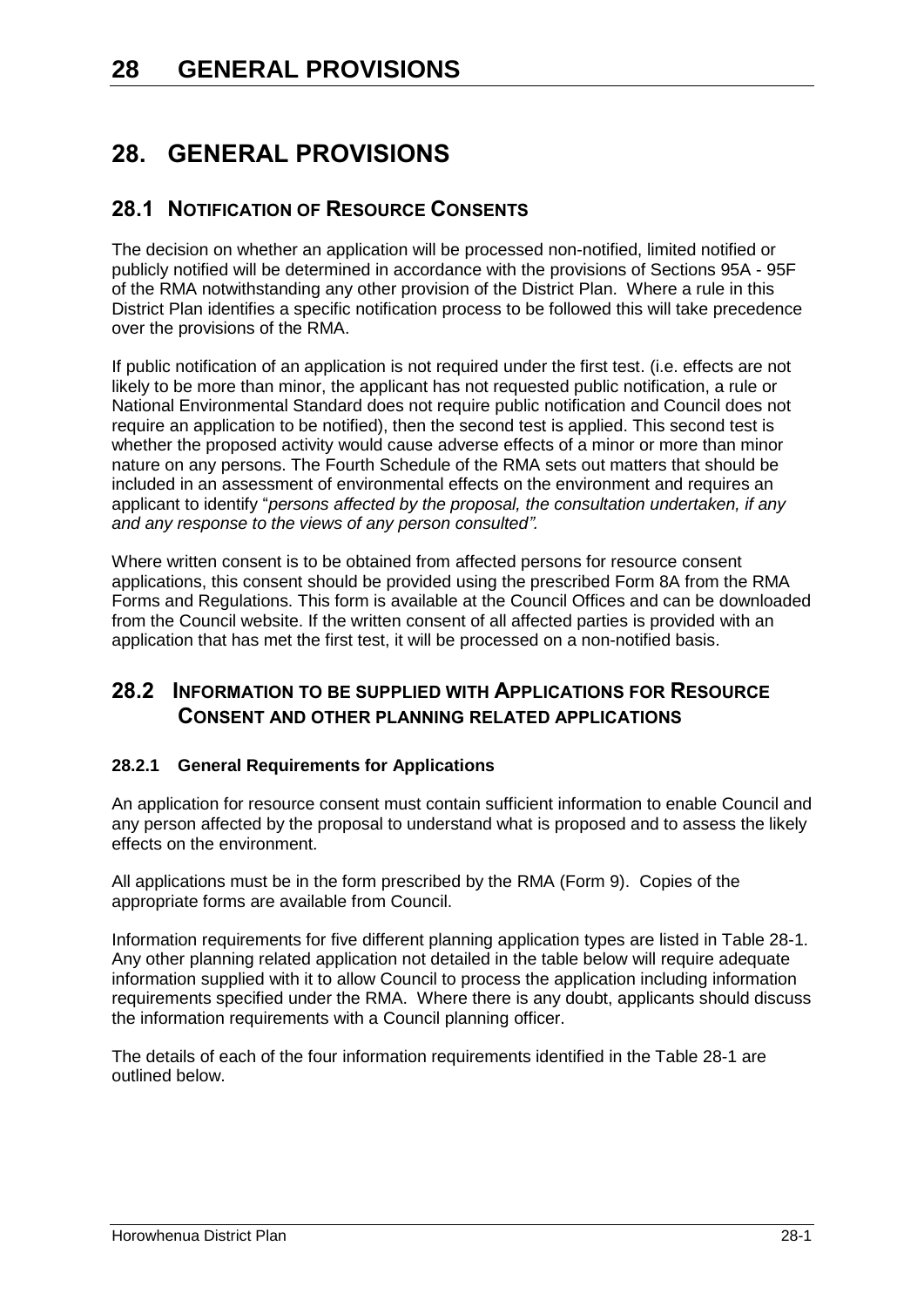# 28. GENERAL PROVISIONS

## 28.1 NOTIFICATION OF RESOURCE CONSENTS

The decision on whether an application will be processed non-notified, limited notified or publicly notified will be determined in accordance with the provisions of Sections 95A - 95F of the RMA notwithstanding any other provision of the District Plan. Where a rule in this District Plan identifies a specific notification process to be followed this will take precedence over the provisions of the RMA.

If public notification of an application is not required under the first test. (i.e. effects are not likely to be more than minor, the applicant has not requested public notification, a rule or National Environmental Standard does not require public notification and Council does not require an application to be notified), then the second test is applied. This second test is whether the proposed activity would cause adverse effects of a minor or more than minor nature on any persons. The Fourth Schedule of the RMA sets out matters that should be included in an assessment of environmental effects on the environment and requires an applicant to identify "*persons affected by the proposal, the consultation undertaken, if any and any response to the views of any person consulted".*

Where written consent is to be obtained from affected persons for resource consent applications, this consent should be provided using the prescribed Form 8A from the RMA Forms and Regulations. This form is available at the Council Offices and can be downloaded from the Council website. If the written consent of all affected parties is provided with an application that has met the first test, it will be processed on a non-notified basis.

## 28.2 INFORMATION TO BE SUPPLIED WITH APPLICATIONS FOR RESOURCE CONSENT AND OTHER PLANNING RELATED APPLICATIONS

### 28.2.1 General Requirements for Applications

An application for resource consent must contain sufficient information to enable Council and any person affected by the proposal to understand what is proposed and to assess the likely effects on the environment.

All applications must be in the form prescribed by the RMA (Form 9). Copies of the appropriate forms are available from Council.

Information requirements for five different planning application types are listed in Table 28-1. Any other planning related application not detailed in the table below will require adequate information supplied with it to allow Council to process the application including information requirements specified under the RMA. Where there is any doubt, applicants should discuss the information requirements with a Council planning officer.

The details of each of the four information requirements identified in the Table 28-1 are outlined below.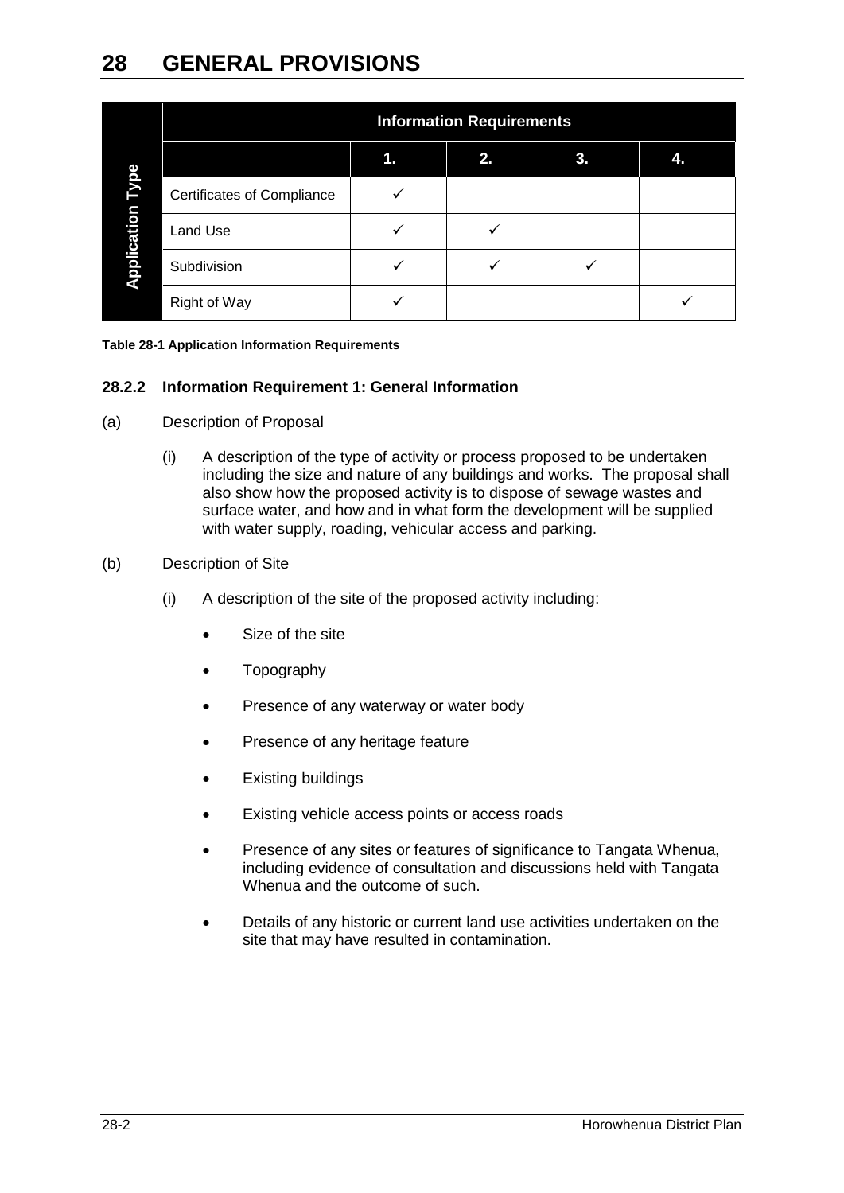# 28 GENERAL PROVISIONS

| Application Type | Information Requirements | | | |
|---|---|---|---|---|
| | 1. | 2. | 3. | 4. |
| Certificates of Compliance | ✓ | | | |
| Land Use | ✓ | ✓ | | |
| Subdivision | ✓ | ✓ | ✓ | |
| Right of Way | ✓ | | | ✓ |

**Table 28-1 Application Information Requirements**

### 28.2.2 Information Requirement 1: General Information

(a) Description of Proposal

(i) A description of the type of activity or process proposed to be undertaken including the size and nature of any buildings and works. The proposal shall also show how the proposed activity is to dispose of sewage wastes and surface water, and how and in what form the development will be supplied with water supply, roading, vehicular access and parking.

(b) Description of Site

(i) A description of the site of the proposed activity including:

- Size of the site
- Topography
- Presence of any waterway or water body
- Presence of any heritage feature
- Existing buildings
- Existing vehicle access points or access roads
- Presence of any sites or features of significance to Tangata Whenua, including evidence of consultation and discussions held with Tangata Whenua and the outcome of such.
- Details of any historic or current land use activities undertaken on the site that may have resulted in contamination.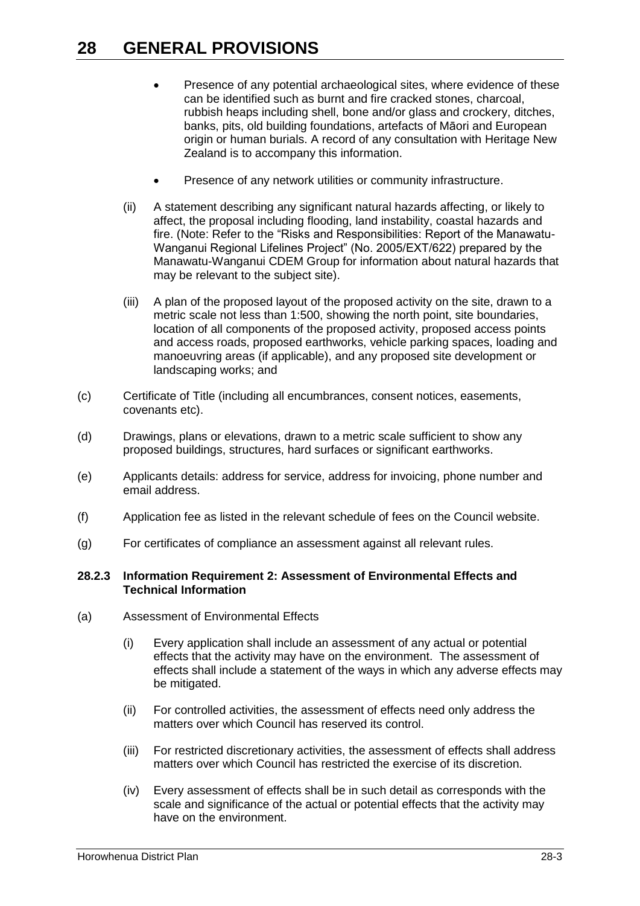- Presence of any potential archaeological sites, where evidence of these can be identified such as burnt and fire cracked stones, charcoal, rubbish heaps including shell, bone and/or glass and crockery, ditches, banks, pits, old building foundations, artefacts of Māori and European origin or human burials. A record of any consultation with Heritage New Zealand is to accompany this information.

- Presence of any network utilities or community infrastructure.

(ii) A statement describing any significant natural hazards affecting, or likely to affect, the proposal including flooding, land instability, coastal hazards and fire. (Note: Refer to the "Risks and Responsibilities: Report of the Manawatu-Wanganui Regional Lifelines Project" (No. 2005/EXT/622) prepared by the Manawatu-Wanganui CDEM Group for information about natural hazards that may be relevant to the subject site).

(iii) A plan of the proposed layout of the proposed activity on the site, drawn to a metric scale not less than 1:500, showing the north point, site boundaries, location of all components of the proposed activity, proposed access points and access roads, proposed earthworks, vehicle parking spaces, loading and manoeuvring areas (if applicable), and any proposed site development or landscaping works; and

(c) Certificate of Title (including all encumbrances, consent notices, easements, covenants etc).

(d) Drawings, plans or elevations, drawn to a metric scale sufficient to show any proposed buildings, structures, hard surfaces or significant earthworks.

(e) Applicants details: address for service, address for invoicing, phone number and email address.

(f) Application fee as listed in the relevant schedule of fees on the Council website.

(g) For certificates of compliance an assessment against all relevant rules.

### 28.2.3 Information Requirement 2: Assessment of Environmental Effects and Technical Information

(a) Assessment of Environmental Effects

(i) Every application shall include an assessment of any actual or potential effects that the activity may have on the environment. The assessment of effects shall include a statement of the ways in which any adverse effects may be mitigated.

(ii) For controlled activities, the assessment of effects need only address the matters over which Council has reserved its control.

(iii) For restricted discretionary activities, the assessment of effects shall address matters over which Council has restricted the exercise of its discretion.

(iv) Every assessment of effects shall be in such detail as corresponds with the scale and significance of the actual or potential effects that the activity may have on the environment.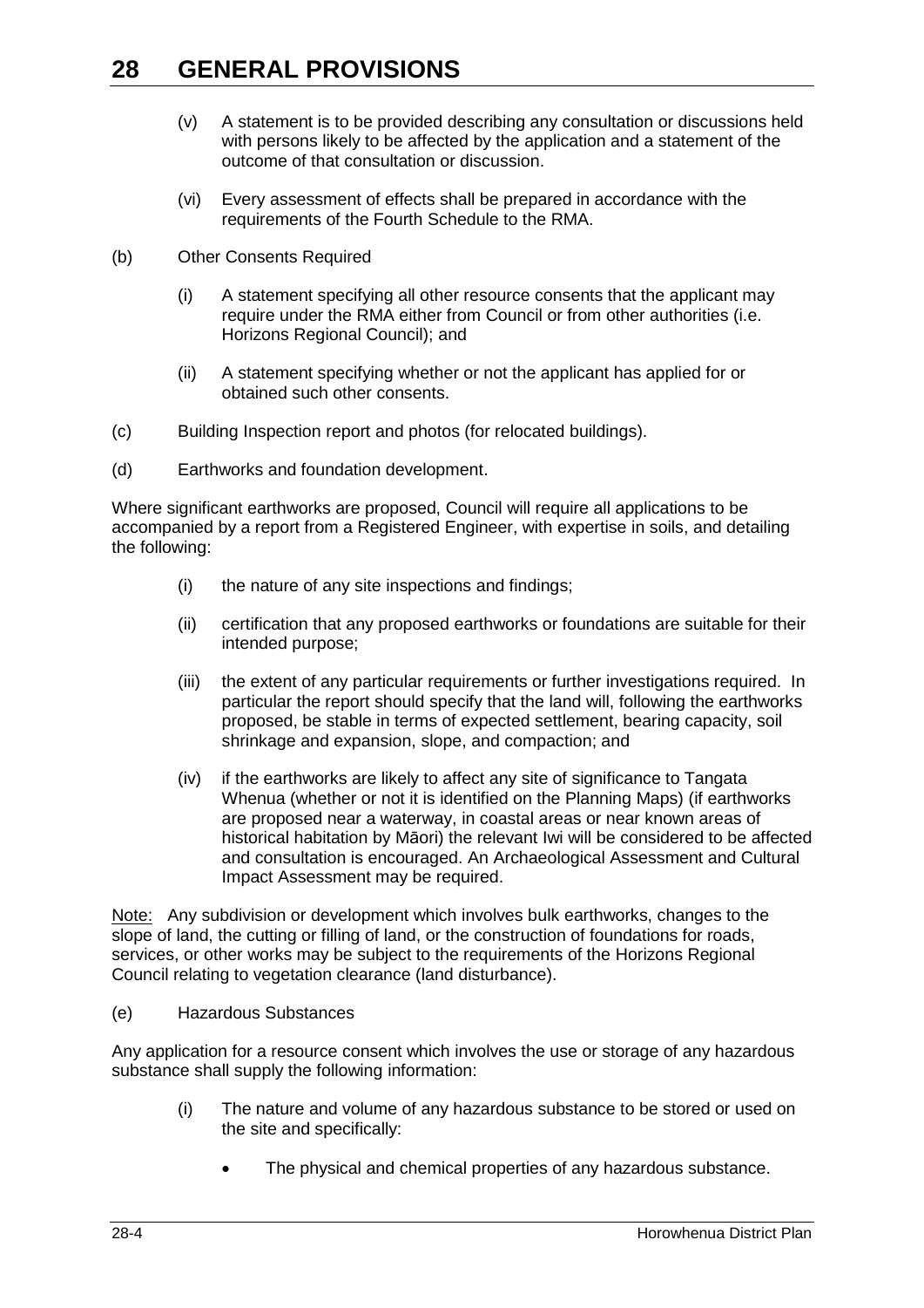(v) A statement is to be provided describing any consultation or discussions held with persons likely to be affected by the application and a statement of the outcome of that consultation or discussion.

(vi) Every assessment of effects shall be prepared in accordance with the requirements of the Fourth Schedule to the RMA.

(b) Other Consents Required

(i) A statement specifying all other resource consents that the applicant may require under the RMA either from Council or from other authorities (i.e. Horizons Regional Council); and

(ii) A statement specifying whether or not the applicant has applied for or obtained such other consents.

(c) Building Inspection report and photos (for relocated buildings).

(d) Earthworks and foundation development.

Where significant earthworks are proposed, Council will require all applications to be accompanied by a report from a Registered Engineer, with expertise in soils, and detailing the following:

(i) the nature of any site inspections and findings;

(ii) certification that any proposed earthworks or foundations are suitable for their intended purpose;

(iii) the extent of any particular requirements or further investigations required. In particular the report should specify that the land will, following the earthworks proposed, be stable in terms of expected settlement, bearing capacity, soil shrinkage and expansion, slope, and compaction; and

(iv) if the earthworks are likely to affect any site of significance to Tangata Whenua (whether or not it is identified on the Planning Maps) (if earthworks are proposed near a waterway, in coastal areas or near known areas of historical habitation by Māori) the relevant Iwi will be considered to be affected and consultation is encouraged. An Archaeological Assessment and Cultural Impact Assessment may be required.

Note: Any subdivision or development which involves bulk earthworks, changes to the slope of land, the cutting or filling of land, or the construction of foundations for roads, services, or other works may be subject to the requirements of the Horizons Regional Council relating to vegetation clearance (land disturbance).

(e) Hazardous Substances

Any application for a resource consent which involves the use or storage of any hazardous substance shall supply the following information:

(i) The nature and volume of any hazardous substance to be stored or used on the site and specifically:

- The physical and chemical properties of any hazardous substance.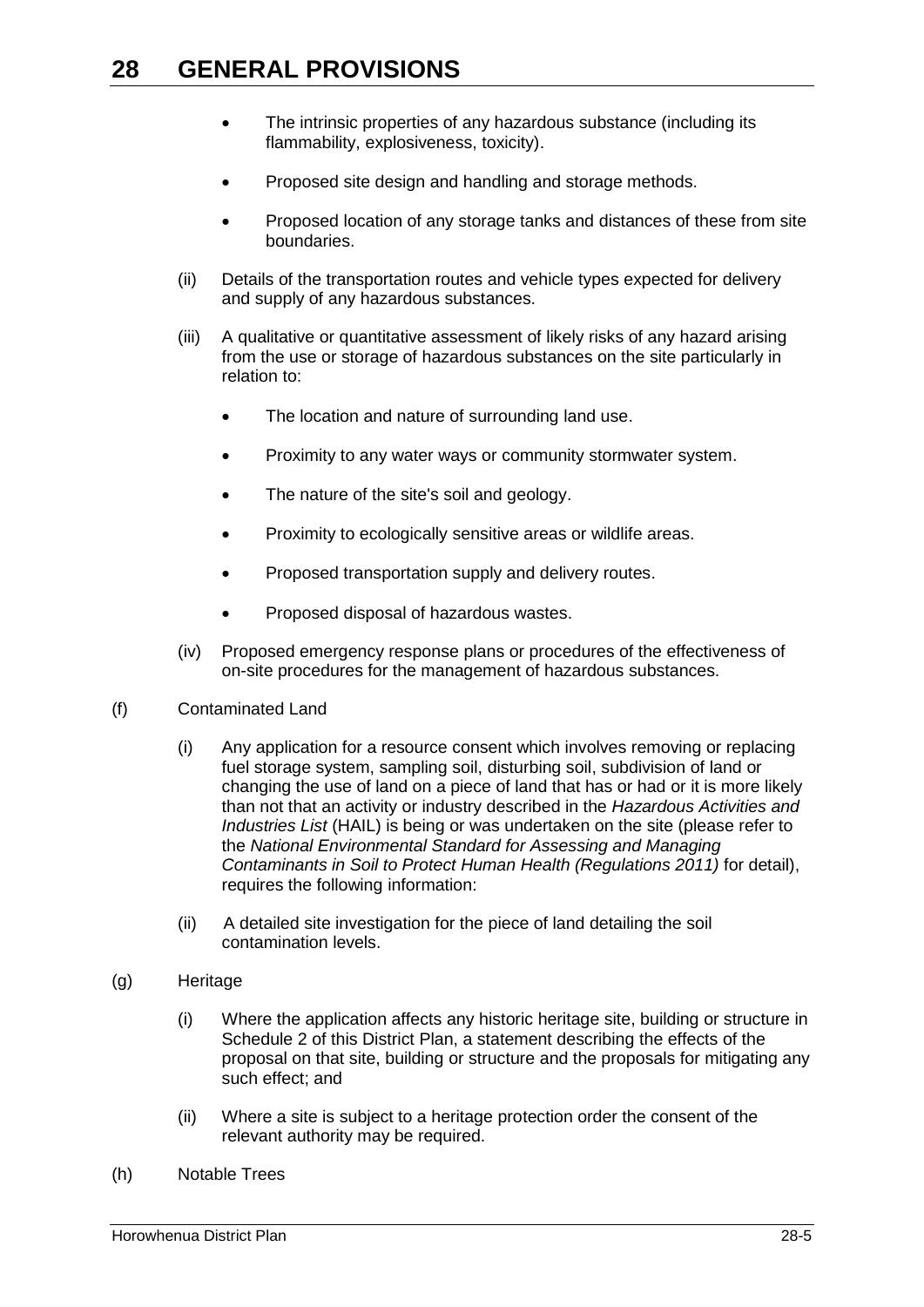- The intrinsic properties of any hazardous substance (including its flammability, explosiveness, toxicity).
- Proposed site design and handling and storage methods.
- Proposed location of any storage tanks and distances of these from site boundaries.

(ii) Details of the transportation routes and vehicle types expected for delivery and supply of any hazardous substances.

(iii) A qualitative or quantitative assessment of likely risks of any hazard arising from the use or storage of hazardous substances on the site particularly in relation to:

- The location and nature of surrounding land use.
- Proximity to any water ways or community stormwater system.
- The nature of the site's soil and geology.
- Proximity to ecologically sensitive areas or wildlife areas.
- Proposed transportation supply and delivery routes.
- Proposed disposal of hazardous wastes.

(iv) Proposed emergency response plans or procedures of the effectiveness of on-site procedures for the management of hazardous substances.

(f) Contaminated Land

(i) Any application for a resource consent which involves removing or replacing fuel storage system, sampling soil, disturbing soil, subdivision of land or changing the use of land on a piece of land that has or had or it is more likely than not that an activity or industry described in the *Hazardous Activities and Industries List* (HAIL) is being or was undertaken on the site (please refer to the *National Environmental Standard for Assessing and Managing Contaminants in Soil to Protect Human Health (Regulations 2011)* for detail), requires the following information:

(ii) A detailed site investigation for the piece of land detailing the soil contamination levels.

(g) Heritage

(i) Where the application affects any historic heritage site, building or structure in Schedule 2 of this District Plan, a statement describing the effects of the proposal on that site, building or structure and the proposals for mitigating any such effect; and

(ii) Where a site is subject to a heritage protection order the consent of the relevant authority may be required.

(h) Notable Trees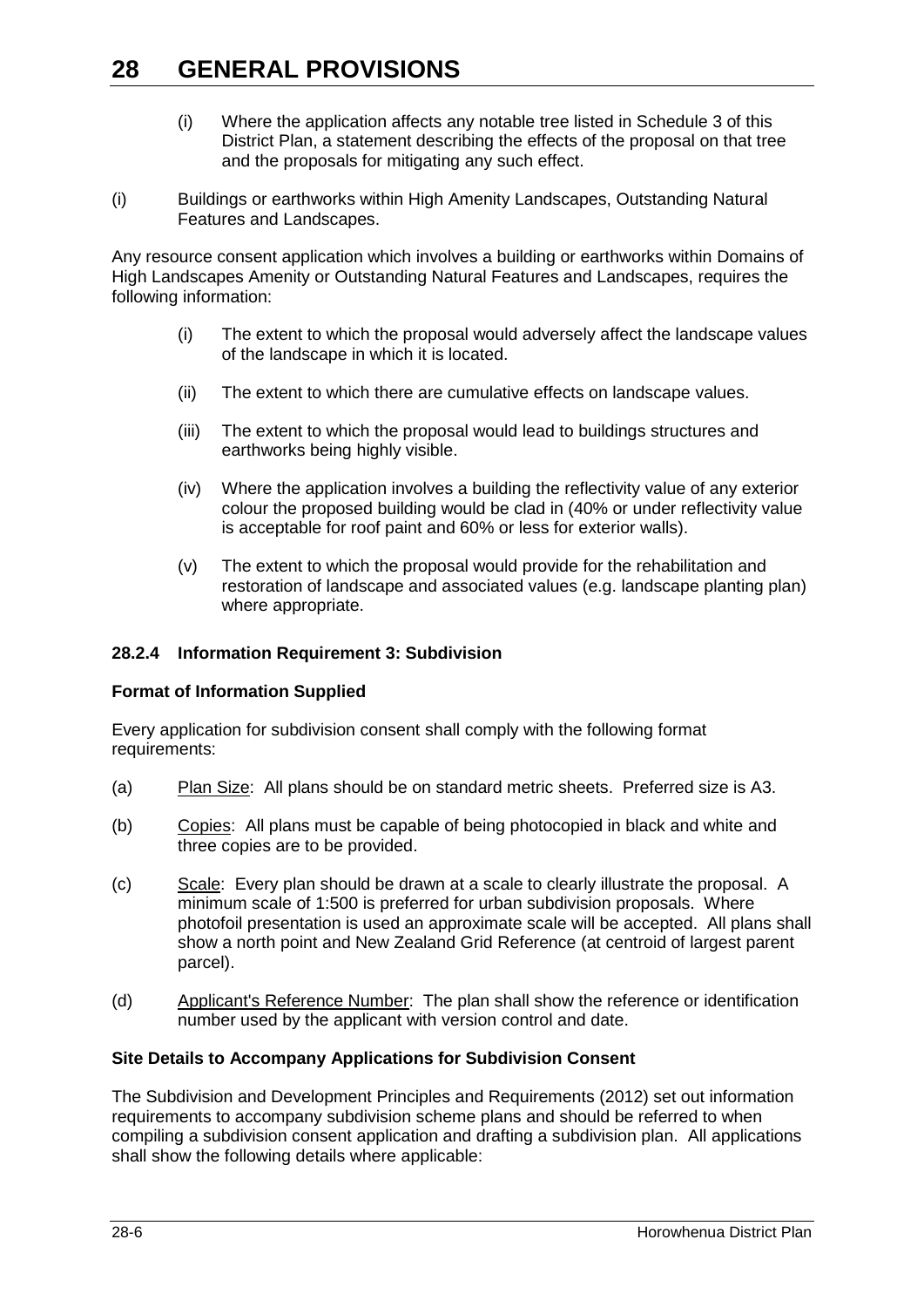(i) Where the application affects any notable tree listed in Schedule 3 of this District Plan, a statement describing the effects of the proposal on that tree and the proposals for mitigating any such effect.

(i) Buildings or earthworks within High Amenity Landscapes, Outstanding Natural Features and Landscapes.

Any resource consent application which involves a building or earthworks within Domains of High Landscapes Amenity or Outstanding Natural Features and Landscapes, requires the following information:

(i) The extent to which the proposal would adversely affect the landscape values of the landscape in which it is located.

(ii) The extent to which there are cumulative effects on landscape values.

(iii) The extent to which the proposal would lead to buildings structures and earthworks being highly visible.

(iv) Where the application involves a building the reflectivity value of any exterior colour the proposed building would be clad in (40% or under reflectivity value is acceptable for roof paint and 60% or less for exterior walls).

(v) The extent to which the proposal would provide for the rehabilitation and restoration of landscape and associated values (e.g. landscape planting plan) where appropriate.

### 28.2.4 Information Requirement 3: Subdivision

**Format of Information Supplied**

Every application for subdivision consent shall comply with the following format requirements:

(a) Plan Size: All plans should be on standard metric sheets. Preferred size is A3.

(b) Copies: All plans must be capable of being photocopied in black and white and three copies are to be provided.

(c) Scale: Every plan should be drawn at a scale to clearly illustrate the proposal. A minimum scale of 1:500 is preferred for urban subdivision proposals. Where photofoil presentation is used an approximate scale will be accepted. All plans shall show a north point and New Zealand Grid Reference (at centroid of largest parent parcel).

(d) Applicant's Reference Number: The plan shall show the reference or identification number used by the applicant with version control and date.

**Site Details to Accompany Applications for Subdivision Consent**

The Subdivision and Development Principles and Requirements (2012) set out information requirements to accompany subdivision scheme plans and should be referred to when compiling a subdivision consent application and drafting a subdivision plan. All applications shall show the following details where applicable: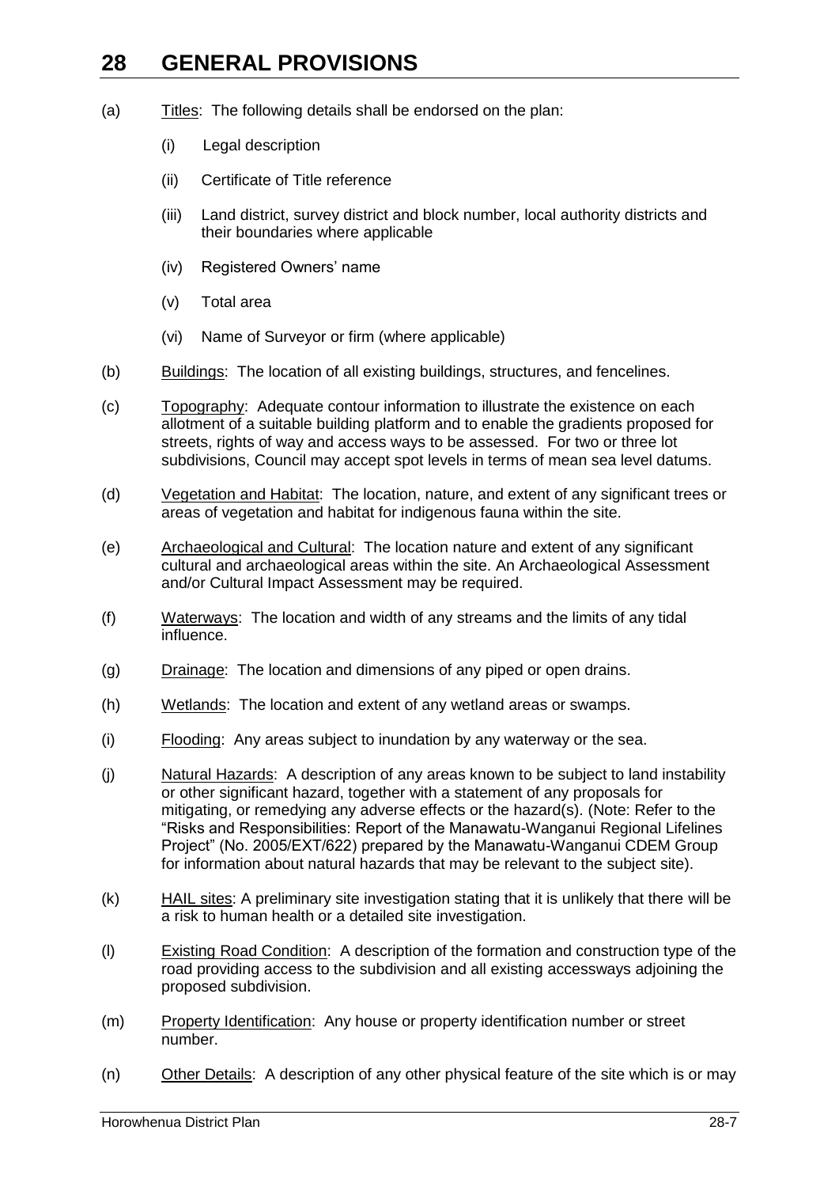(a) Titles: The following details shall be endorsed on the plan:

  (i) Legal description

  (ii) Certificate of Title reference

  (iii) Land district, survey district and block number, local authority districts and their boundaries where applicable

  (iv) Registered Owners' name

  (v) Total area

  (vi) Name of Surveyor or firm (where applicable)

(b) Buildings: The location of all existing buildings, structures, and fencelines.

(c) Topography: Adequate contour information to illustrate the existence on each allotment of a suitable building platform and to enable the gradients proposed for streets, rights of way and access ways to be assessed. For two or three lot subdivisions, Council may accept spot levels in terms of mean sea level datums.

(d) Vegetation and Habitat: The location, nature, and extent of any significant trees or areas of vegetation and habitat for indigenous fauna within the site.

(e) Archaeological and Cultural: The location nature and extent of any significant cultural and archaeological areas within the site. An Archaeological Assessment and/or Cultural Impact Assessment may be required.

(f) Waterways: The location and width of any streams and the limits of any tidal influence.

(g) Drainage: The location and dimensions of any piped or open drains.

(h) Wetlands: The location and extent of any wetland areas or swamps.

(i) Flooding: Any areas subject to inundation by any waterway or the sea.

(j) Natural Hazards: A description of any areas known to be subject to land instability or other significant hazard, together with a statement of any proposals for mitigating, or remedying any adverse effects or the hazard(s). (Note: Refer to the "Risks and Responsibilities: Report of the Manawatu-Wanganui Regional Lifelines Project" (No. 2005/EXT/622) prepared by the Manawatu-Wanganui CDEM Group for information about natural hazards that may be relevant to the subject site).

(k) HAIL sites: A preliminary site investigation stating that it is unlikely that there will be a risk to human health or a detailed site investigation.

(l) Existing Road Condition: A description of the formation and construction type of the road providing access to the subdivision and all existing accessways adjoining the proposed subdivision.

(m) Property Identification: Any house or property identification number or street number.

(n) Other Details: A description of any other physical feature of the site which is or may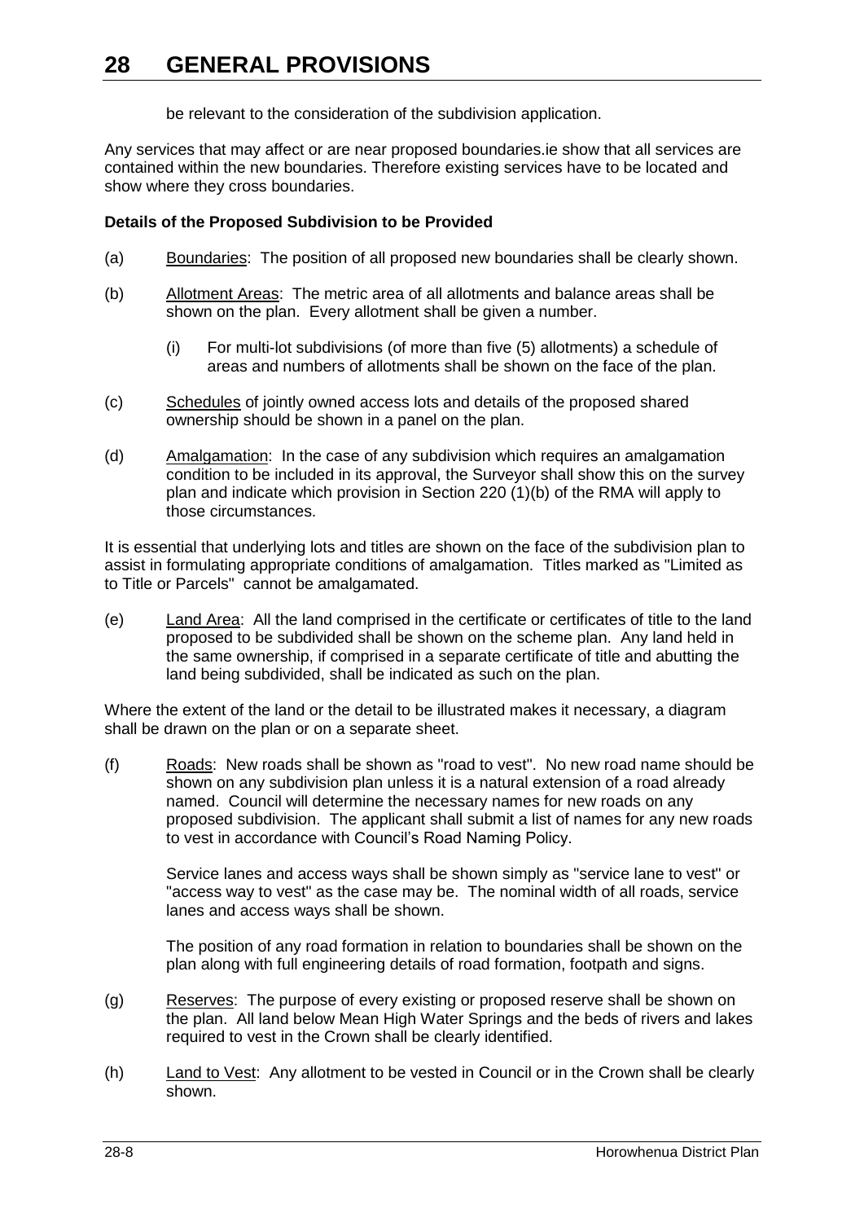be relevant to the consideration of the subdivision application.

Any services that may affect or are near proposed boundaries.ie show that all services are contained within the new boundaries. Therefore existing services have to be located and show where they cross boundaries.

**Details of the Proposed Subdivision to be Provided**

(a) Boundaries: The position of all proposed new boundaries shall be clearly shown.

(b) Allotment Areas: The metric area of all allotments and balance areas shall be shown on the plan. Every allotment shall be given a number.

(i) For multi-lot subdivisions (of more than five (5) allotments) a schedule of areas and numbers of allotments shall be shown on the face of the plan.

(c) Schedules of jointly owned access lots and details of the proposed shared ownership should be shown in a panel on the plan.

(d) Amalgamation: In the case of any subdivision which requires an amalgamation condition to be included in its approval, the Surveyor shall show this on the survey plan and indicate which provision in Section 220 (1)(b) of the RMA will apply to those circumstances.

It is essential that underlying lots and titles are shown on the face of the subdivision plan to assist in formulating appropriate conditions of amalgamation. Titles marked as "Limited as to Title or Parcels" cannot be amalgamated.

(e) Land Area: All the land comprised in the certificate or certificates of title to the land proposed to be subdivided shall be shown on the scheme plan. Any land held in the same ownership, if comprised in a separate certificate of title and abutting the land being subdivided, shall be indicated as such on the plan.

Where the extent of the land or the detail to be illustrated makes it necessary, a diagram shall be drawn on the plan or on a separate sheet.

(f) Roads: New roads shall be shown as "road to vest". No new road name should be shown on any subdivision plan unless it is a natural extension of a road already named. Council will determine the necessary names for new roads on any proposed subdivision. The applicant shall submit a list of names for any new roads to vest in accordance with Council's Road Naming Policy.

Service lanes and access ways shall be shown simply as "service lane to vest" or "access way to vest" as the case may be. The nominal width of all roads, service lanes and access ways shall be shown.

The position of any road formation in relation to boundaries shall be shown on the plan along with full engineering details of road formation, footpath and signs.

(g) Reserves: The purpose of every existing or proposed reserve shall be shown on the plan. All land below Mean High Water Springs and the beds of rivers and lakes required to vest in the Crown shall be clearly identified.

(h) Land to Vest: Any allotment to be vested in Council or in the Crown shall be clearly shown.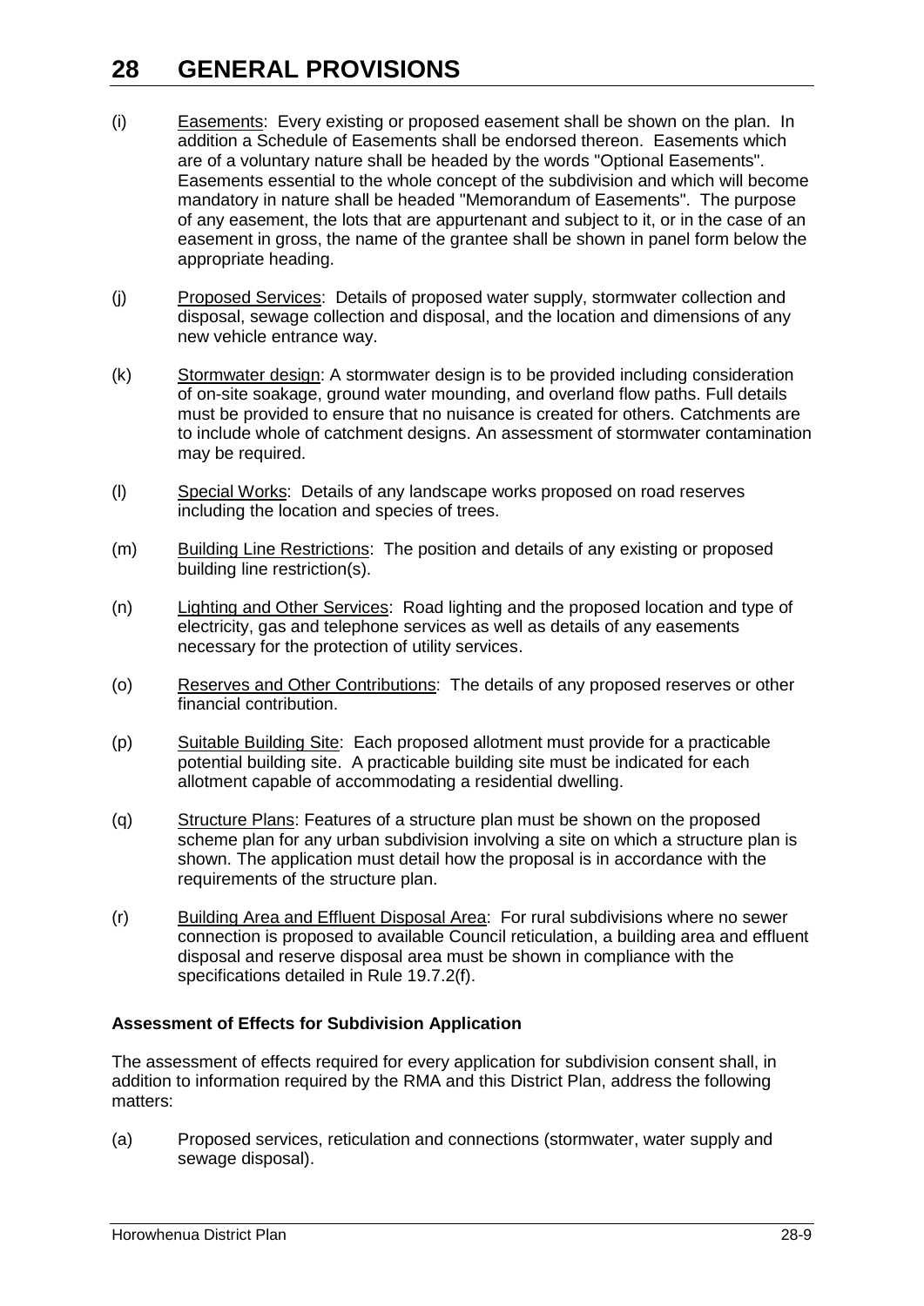(i) Easements: Every existing or proposed easement shall be shown on the plan. In addition a Schedule of Easements shall be endorsed thereon. Easements which are of a voluntary nature shall be headed by the words "Optional Easements". Easements essential to the whole concept of the subdivision and which will become mandatory in nature shall be headed "Memorandum of Easements". The purpose of any easement, the lots that are appurtenant and subject to it, or in the case of an easement in gross, the name of the grantee shall be shown in panel form below the appropriate heading.

(j) Proposed Services: Details of proposed water supply, stormwater collection and disposal, sewage collection and disposal, and the location and dimensions of any new vehicle entrance way.

(k) Stormwater design: A stormwater design is to be provided including consideration of on-site soakage, ground water mounding, and overland flow paths. Full details must be provided to ensure that no nuisance is created for others. Catchments are to include whole of catchment designs. An assessment of stormwater contamination may be required.

(l) Special Works: Details of any landscape works proposed on road reserves including the location and species of trees.

(m) Building Line Restrictions: The position and details of any existing or proposed building line restriction(s).

(n) Lighting and Other Services: Road lighting and the proposed location and type of electricity, gas and telephone services as well as details of any easements necessary for the protection of utility services.

(o) Reserves and Other Contributions: The details of any proposed reserves or other financial contribution.

(p) Suitable Building Site: Each proposed allotment must provide for a practicable potential building site. A practicable building site must be indicated for each allotment capable of accommodating a residential dwelling.

(q) Structure Plans: Features of a structure plan must be shown on the proposed scheme plan for any urban subdivision involving a site on which a structure plan is shown. The application must detail how the proposal is in accordance with the requirements of the structure plan.

(r) Building Area and Effluent Disposal Area: For rural subdivisions where no sewer connection is proposed to available Council reticulation, a building area and effluent disposal and reserve disposal area must be shown in compliance with the specifications detailed in Rule 19.7.2(f).

**Assessment of Effects for Subdivision Application**

The assessment of effects required for every application for subdivision consent shall, in addition to information required by the RMA and this District Plan, address the following matters:

(a) Proposed services, reticulation and connections (stormwater, water supply and sewage disposal).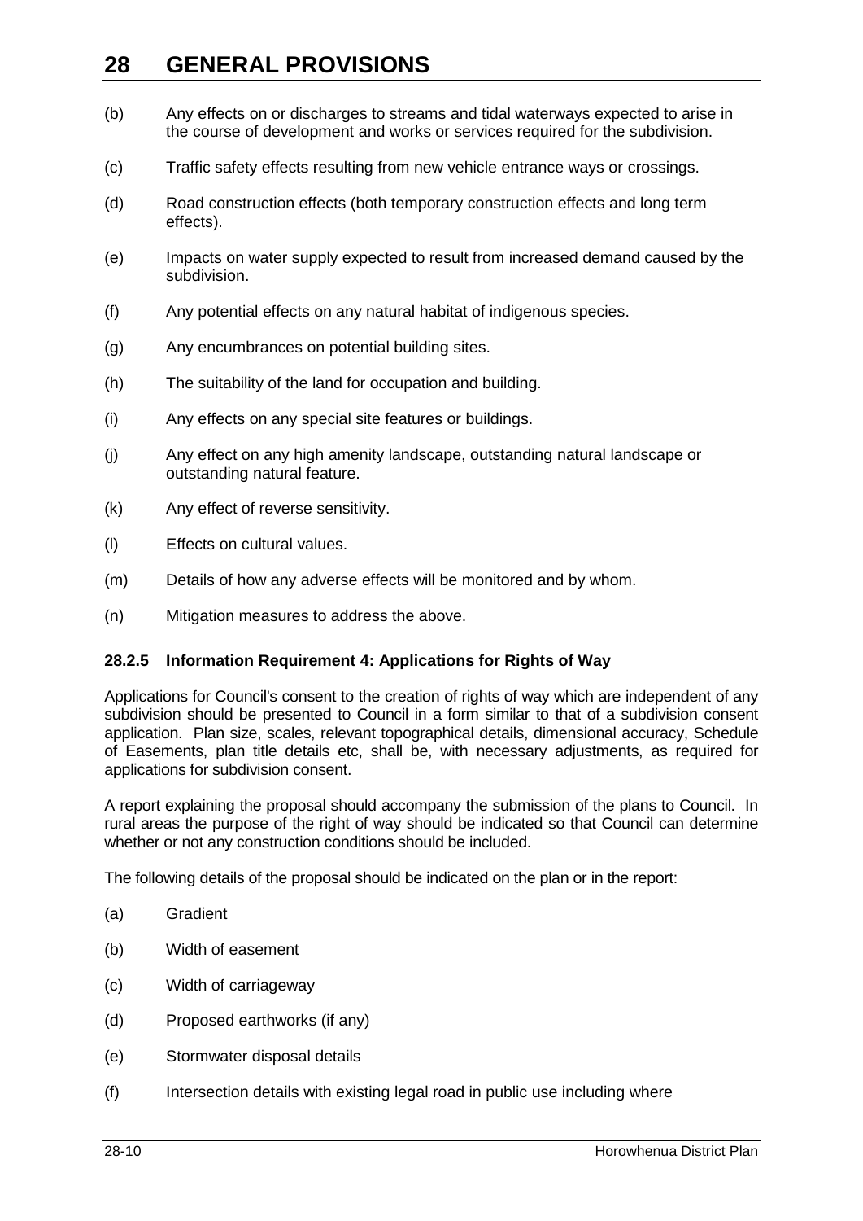(b) Any effects on or discharges to streams and tidal waterways expected to arise in the course of development and works or services required for the subdivision.

(c) Traffic safety effects resulting from new vehicle entrance ways or crossings.

(d) Road construction effects (both temporary construction effects and long term effects).

(e) Impacts on water supply expected to result from increased demand caused by the subdivision.

(f) Any potential effects on any natural habitat of indigenous species.

(g) Any encumbrances on potential building sites.

(h) The suitability of the land for occupation and building.

(i) Any effects on any special site features or buildings.

(j) Any effect on any high amenity landscape, outstanding natural landscape or outstanding natural feature.

(k) Any effect of reverse sensitivity.

(l) Effects on cultural values.

(m) Details of how any adverse effects will be monitored and by whom.

(n) Mitigation measures to address the above.

### 28.2.5 Information Requirement 4: Applications for Rights of Way

Applications for Council's consent to the creation of rights of way which are independent of any subdivision should be presented to Council in a form similar to that of a subdivision consent application. Plan size, scales, relevant topographical details, dimensional accuracy, Schedule of Easements, plan title details etc, shall be, with necessary adjustments, as required for applications for subdivision consent.

A report explaining the proposal should accompany the submission of the plans to Council. In rural areas the purpose of the right of way should be indicated so that Council can determine whether or not any construction conditions should be included.

The following details of the proposal should be indicated on the plan or in the report:

(a) Gradient

(b) Width of easement

(c) Width of carriageway

(d) Proposed earthworks (if any)

(e) Stormwater disposal details

(f) Intersection details with existing legal road in public use including where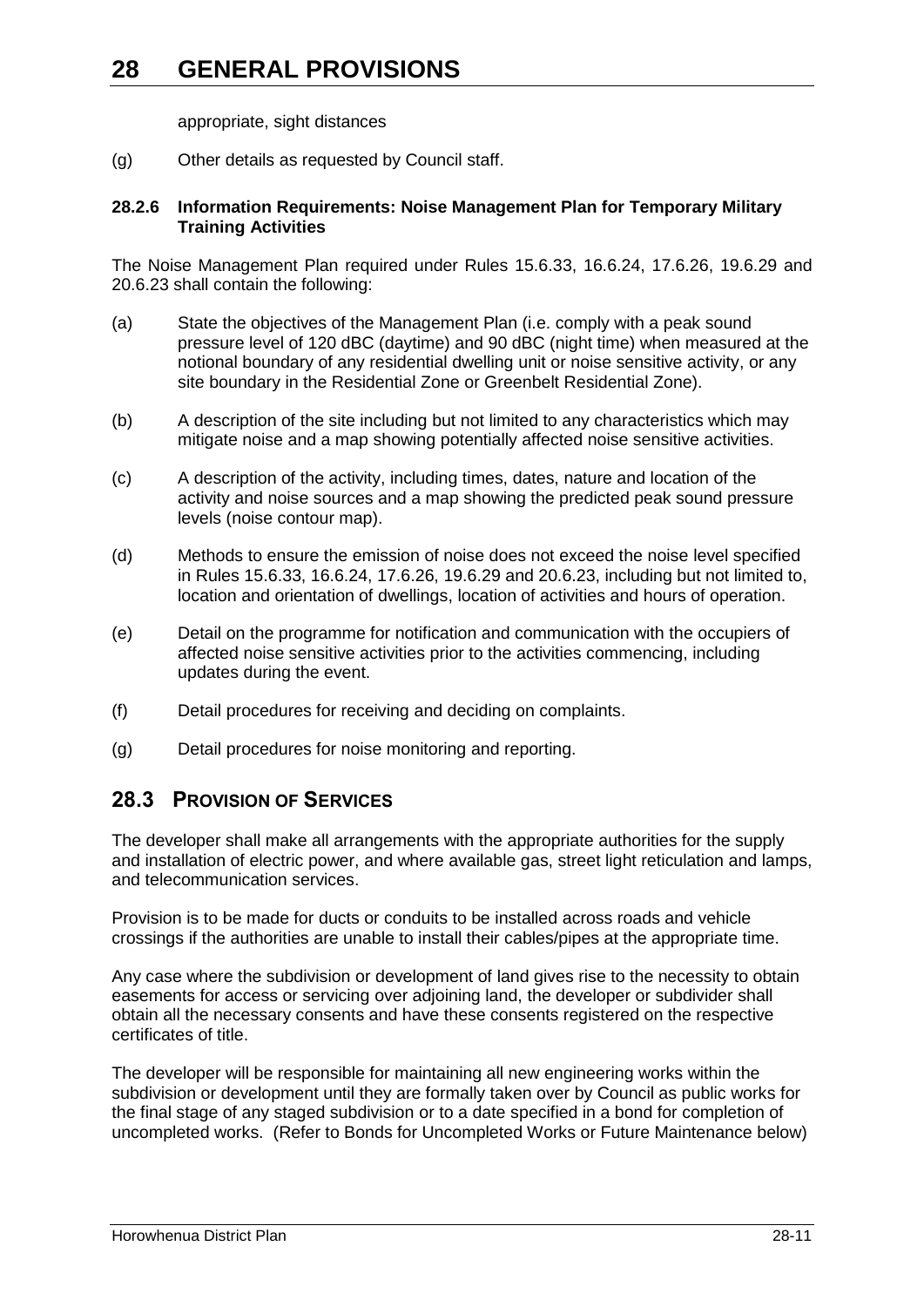appropriate, sight distances

(g) Other details as requested by Council staff.

### 28.2.6 Information Requirements: Noise Management Plan for Temporary Military Training Activities

The Noise Management Plan required under Rules 15.6.33, 16.6.24, 17.6.26, 19.6.29 and 20.6.23 shall contain the following:

(a) State the objectives of the Management Plan (i.e. comply with a peak sound pressure level of 120 dBC (daytime) and 90 dBC (night time) when measured at the notional boundary of any residential dwelling unit or noise sensitive activity, or any site boundary in the Residential Zone or Greenbelt Residential Zone).

(b) A description of the site including but not limited to any characteristics which may mitigate noise and a map showing potentially affected noise sensitive activities.

(c) A description of the activity, including times, dates, nature and location of the activity and noise sources and a map showing the predicted peak sound pressure levels (noise contour map).

(d) Methods to ensure the emission of noise does not exceed the noise level specified in Rules 15.6.33, 16.6.24, 17.6.26, 19.6.29 and 20.6.23, including but not limited to, location and orientation of dwellings, location of activities and hours of operation.

(e) Detail on the programme for notification and communication with the occupiers of affected noise sensitive activities prior to the activities commencing, including updates during the event.

(f) Detail procedures for receiving and deciding on complaints.

(g) Detail procedures for noise monitoring and reporting.

## 28.3 Provision of Services

The developer shall make all arrangements with the appropriate authorities for the supply and installation of electric power, and where available gas, street light reticulation and lamps, and telecommunication services.

Provision is to be made for ducts or conduits to be installed across roads and vehicle crossings if the authorities are unable to install their cables/pipes at the appropriate time.

Any case where the subdivision or development of land gives rise to the necessity to obtain easements for access or servicing over adjoining land, the developer or subdivider shall obtain all the necessary consents and have these consents registered on the respective certificates of title.

The developer will be responsible for maintaining all new engineering works within the subdivision or development until they are formally taken over by Council as public works for the final stage of any staged subdivision or to a date specified in a bond for completion of uncompleted works. (Refer to Bonds for Uncompleted Works or Future Maintenance below)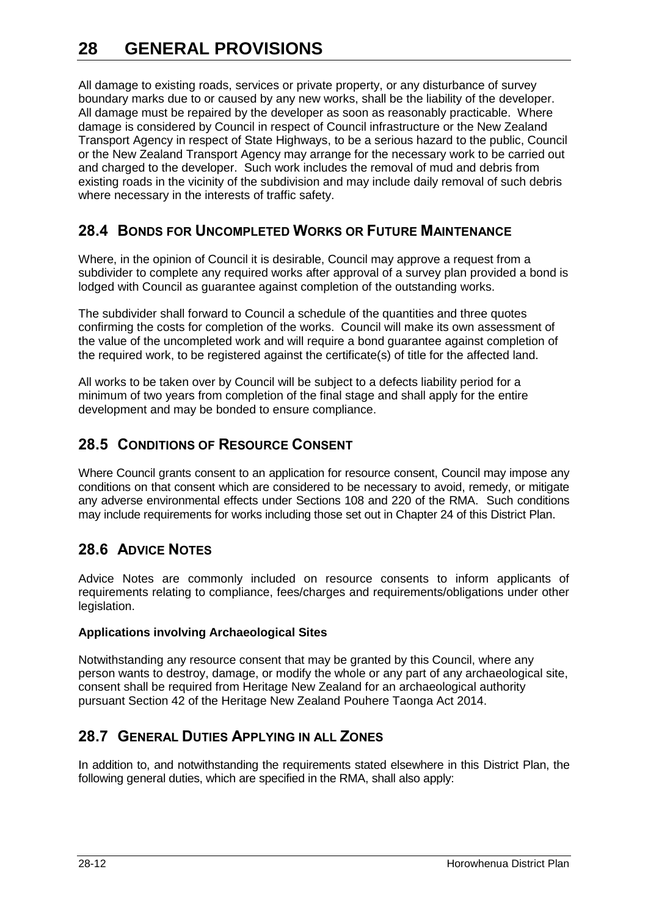# 28 GENERAL PROVISIONS

All damage to existing roads, services or private property, or any disturbance of survey boundary marks due to or caused by any new works, shall be the liability of the developer. All damage must be repaired by the developer as soon as reasonably practicable. Where damage is considered by Council in respect of Council infrastructure or the New Zealand Transport Agency in respect of State Highways, to be a serious hazard to the public, Council or the New Zealand Transport Agency may arrange for the necessary work to be carried out and charged to the developer. Such work includes the removal of mud and debris from existing roads in the vicinity of the subdivision and may include daily removal of such debris where necessary in the interests of traffic safety.

## 28.4 Bonds for Uncompleted Works or Future Maintenance

Where, in the opinion of Council it is desirable, Council may approve a request from a subdivider to complete any required works after approval of a survey plan provided a bond is lodged with Council as guarantee against completion of the outstanding works.

The subdivider shall forward to Council a schedule of the quantities and three quotes confirming the costs for completion of the works. Council will make its own assessment of the value of the uncompleted work and will require a bond guarantee against completion of the required work, to be registered against the certificate(s) of title for the affected land.

All works to be taken over by Council will be subject to a defects liability period for a minimum of two years from completion of the final stage and shall apply for the entire development and may be bonded to ensure compliance.

## 28.5 Conditions of Resource Consent

Where Council grants consent to an application for resource consent, Council may impose any conditions on that consent which are considered to be necessary to avoid, remedy, or mitigate any adverse environmental effects under Sections 108 and 220 of the RMA. Such conditions may include requirements for works including those set out in Chapter 24 of this District Plan.

## 28.6 Advice Notes

Advice Notes are commonly included on resource consents to inform applicants of requirements relating to compliance, fees/charges and requirements/obligations under other legislation.

**Applications involving Archaeological Sites**

Notwithstanding any resource consent that may be granted by this Council, where any person wants to destroy, damage, or modify the whole or any part of any archaeological site, consent shall be required from Heritage New Zealand for an archaeological authority pursuant Section 42 of the Heritage New Zealand Pouhere Taonga Act 2014.

## 28.7 General Duties Applying in all Zones

In addition to, and notwithstanding the requirements stated elsewhere in this District Plan, the following general duties, which are specified in the RMA, shall also apply: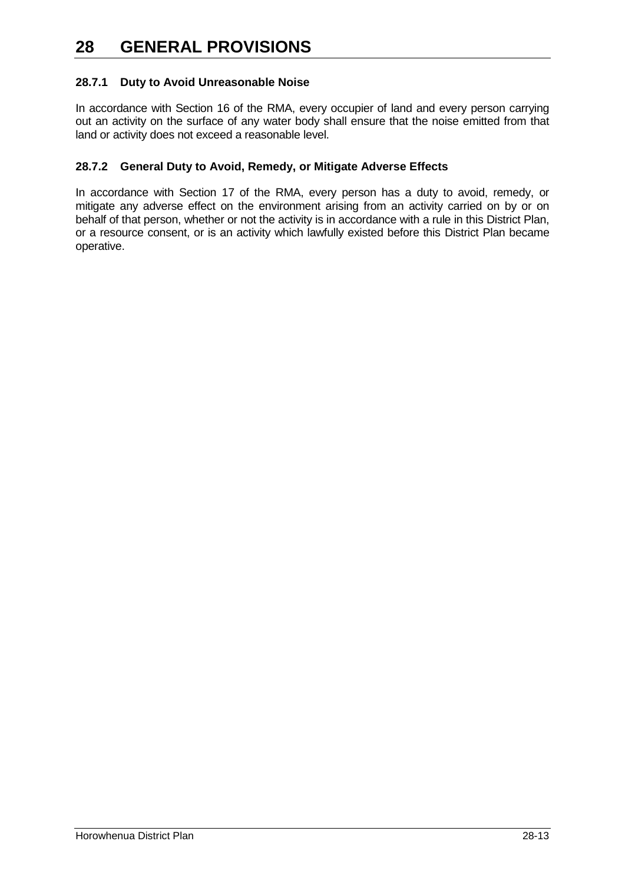# 28 GENERAL PROVISIONS

### 28.7.1 Duty to Avoid Unreasonable Noise

In accordance with Section 16 of the RMA, every occupier of land and every person carrying out an activity on the surface of any water body shall ensure that the noise emitted from that land or activity does not exceed a reasonable level.

### 28.7.2 General Duty to Avoid, Remedy, or Mitigate Adverse Effects

In accordance with Section 17 of the RMA, every person has a duty to avoid, remedy, or mitigate any adverse effect on the environment arising from an activity carried on by or on behalf of that person, whether or not the activity is in accordance with a rule in this District Plan, or a resource consent, or is an activity which lawfully existed before this District Plan became operative.